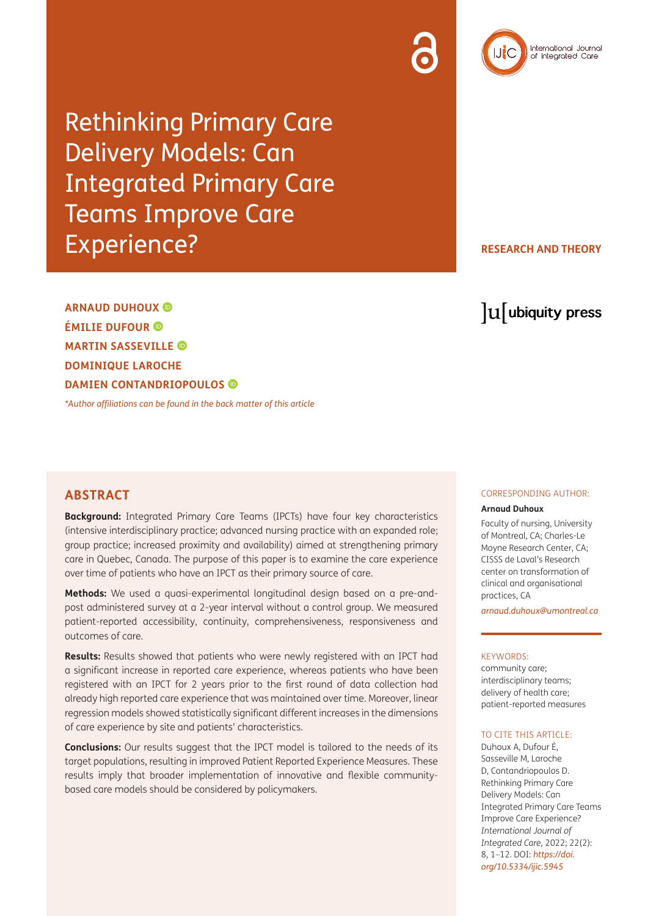# Rethinking Primary Care Delivery Models: Can Integrated Primary Care Teams Improve Care Experience?

RESEARCH AND THEORY

**ARNAUD DUHOUX**
**ÉMILIE DUFOUR**
**MARTIN SASSEVILLE**
**DOMINIQUE LAROCHE**
**DAMIEN CONTANDRIOPOULOS**

*\*Author affiliations can be found in the back matter of this article*

## ABSTRACT

**Background:** Integrated Primary Care Teams (IPCTs) have four key characteristics (intensive interdisciplinary practice; advanced nursing practice with an expanded role; group practice; increased proximity and availability) aimed at strengthening primary care in Quebec, Canada. The purpose of this paper is to examine the care experience over time of patients who have an IPCT as their primary source of care.

**Methods:** We used a quasi-experimental longitudinal design based on a pre-and-post administered survey at a 2-year interval without a control group. We measured patient-reported accessibility, continuity, comprehensiveness, responsiveness and outcomes of care.

**Results:** Results showed that patients who were newly registered with an IPCT had a significant increase in reported care experience, whereas patients who have been registered with an IPCT for 2 years prior to the first round of data collection had already high reported care experience that was maintained over time. Moreover, linear regression models showed statistically significant different increases in the dimensions of care experience by site and patients' characteristics.

**Conclusions:** Our results suggest that the IPCT model is tailored to the needs of its target populations, resulting in improved Patient Reported Experience Measures. These results imply that broader implementation of innovative and flexible community-based care models should be considered by policymakers.

CORRESPONDING AUTHOR:

**Arnaud Duhoux**

Faculty of nursing, University of Montreal, CA; Charles-Le Moyne Research Center, CA; CISSS de Laval's Research center on transformation of clinical and organisational practices, CA

*arnaud.duhoux@umontreal.ca*

KEYWORDS:

community care; interdisciplinary teams; delivery of health care; patient-reported measures

TO CITE THIS ARTICLE:

Duhoux A, Dufour É, Sasseville M, Laroche D, Contandriopoulos D. Rethinking Primary Care Delivery Models: Can Integrated Primary Care Teams Improve Care Experience? *International Journal of Integrated Care*, 2022; 22(2): 8, 1–12. DOI: *https://doi.org/10.5334/ijic.5945*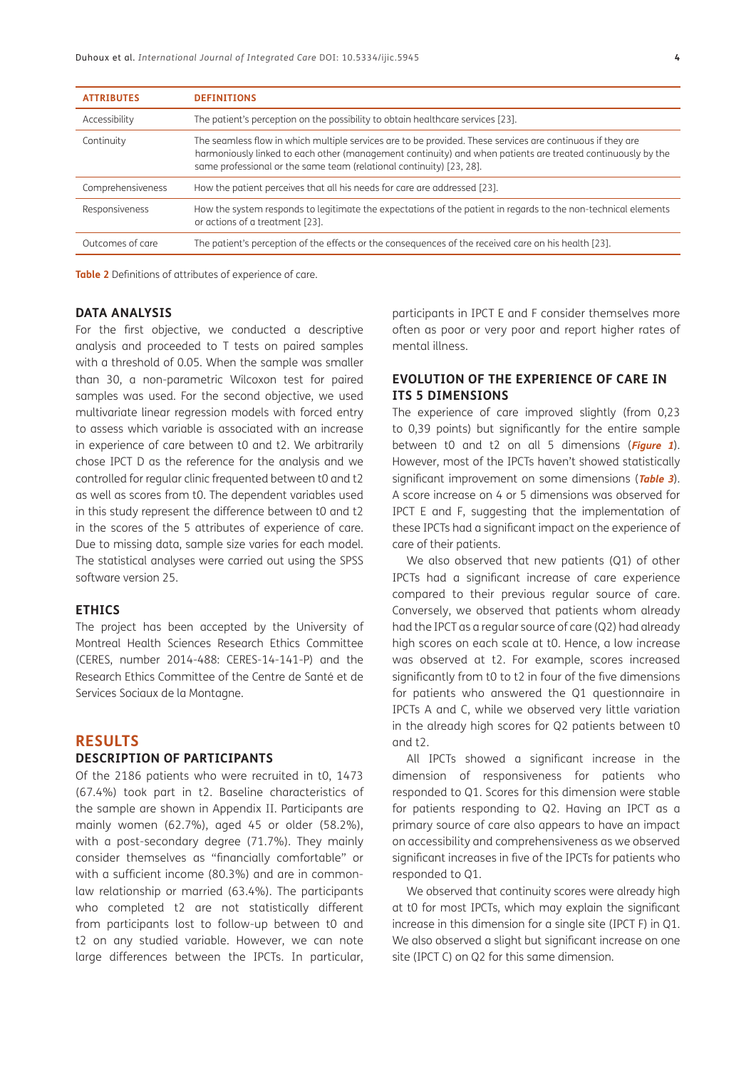| ATTRIBUTES | DEFINITIONS |
|---|---|
| Accessibility | The patient's perception on the possibility to obtain healthcare services [23]. |
| Continuity | The seamless flow in which multiple services are to be provided. These services are continuous if they are harmoniously linked to each other (management continuity) and when patients are treated continuously by the same professional or the same team (relational continuity) [23, 28]. |
| Comprehensiveness | How the patient perceives that all his needs for care are addressed [23]. |
| Responsiveness | How the system responds to legitimate the expectations of the patient in regards to the non-technical elements or actions of a treatment [23]. |
| Outcomes of care | The patient's perception of the effects or the consequences of the received care on his health [23]. |

**Table 2** Definitions of attributes of experience of care.

### DATA ANALYSIS

For the first objective, we conducted a descriptive analysis and proceeded to T tests on paired samples with a threshold of 0.05. When the sample was smaller than 30, a non-parametric Wilcoxon test for paired samples was used. For the second objective, we used multivariate linear regression models with forced entry to assess which variable is associated with an increase in experience of care between t0 and t2. We arbitrarily chose IPCT D as the reference for the analysis and we controlled for regular clinic frequented between t0 and t2 as well as scores from t0. The dependent variables used in this study represent the difference between t0 and t2 in the scores of the 5 attributes of experience of care. Due to missing data, sample size varies for each model. The statistical analyses were carried out using the SPSS software version 25.

### ETHICS

The project has been accepted by the University of Montreal Health Sciences Research Ethics Committee (CERES, number 2014-488: CERES-14-141-P) and the Research Ethics Committee of the Centre de Santé et de Services Sociaux de la Montagne.

## RESULTS

### DESCRIPTION OF PARTICIPANTS

Of the 2186 patients who were recruited in t0, 1473 (67.4%) took part in t2. Baseline characteristics of the sample are shown in Appendix II. Participants are mainly women (62.7%), aged 45 or older (58.2%), with a post-secondary degree (71.7%). They mainly consider themselves as "financially comfortable" or with a sufficient income (80.3%) and are in common-law relationship or married (63.4%). The participants who completed t2 are not statistically different from participants lost to follow-up between t0 and t2 on any studied variable. However, we can note large differences between the IPCTs. In particular, participants in IPCT E and F consider themselves more often as poor or very poor and report higher rates of mental illness.

### EVOLUTION OF THE EXPERIENCE OF CARE IN ITS 5 DIMENSIONS

The experience of care improved slightly (from 0,23 to 0,39 points) but significantly for the entire sample between t0 and t2 on all 5 dimensions (***Figure 1***). However, most of the IPCTs haven't showed statistically significant improvement on some dimensions (***Table 3***). A score increase on 4 or 5 dimensions was observed for IPCT E and F, suggesting that the implementation of these IPCTs had a significant impact on the experience of care of their patients.

We also observed that new patients (Q1) of other IPCTs had a significant increase of care experience compared to their previous regular source of care. Conversely, we observed that patients whom already had the IPCT as a regular source of care (Q2) had already high scores on each scale at t0. Hence, a low increase was observed at t2. For example, scores increased significantly from t0 to t2 in four of the five dimensions for patients who answered the Q1 questionnaire in IPCTs A and C, while we observed very little variation in the already high scores for Q2 patients between t0 and t2.

All IPCTs showed a significant increase in the dimension of responsiveness for patients who responded to Q1. Scores for this dimension were stable for patients responding to Q2. Having an IPCT as a primary source of care also appears to have an impact on accessibility and comprehensiveness as we observed significant increases in five of the IPCTs for patients who responded to Q1.

We observed that continuity scores were already high at t0 for most IPCTs, which may explain the significant increase in this dimension for a single site (IPCT F) in Q1. We also observed a slight but significant increase on one site (IPCT C) on Q2 for this same dimension.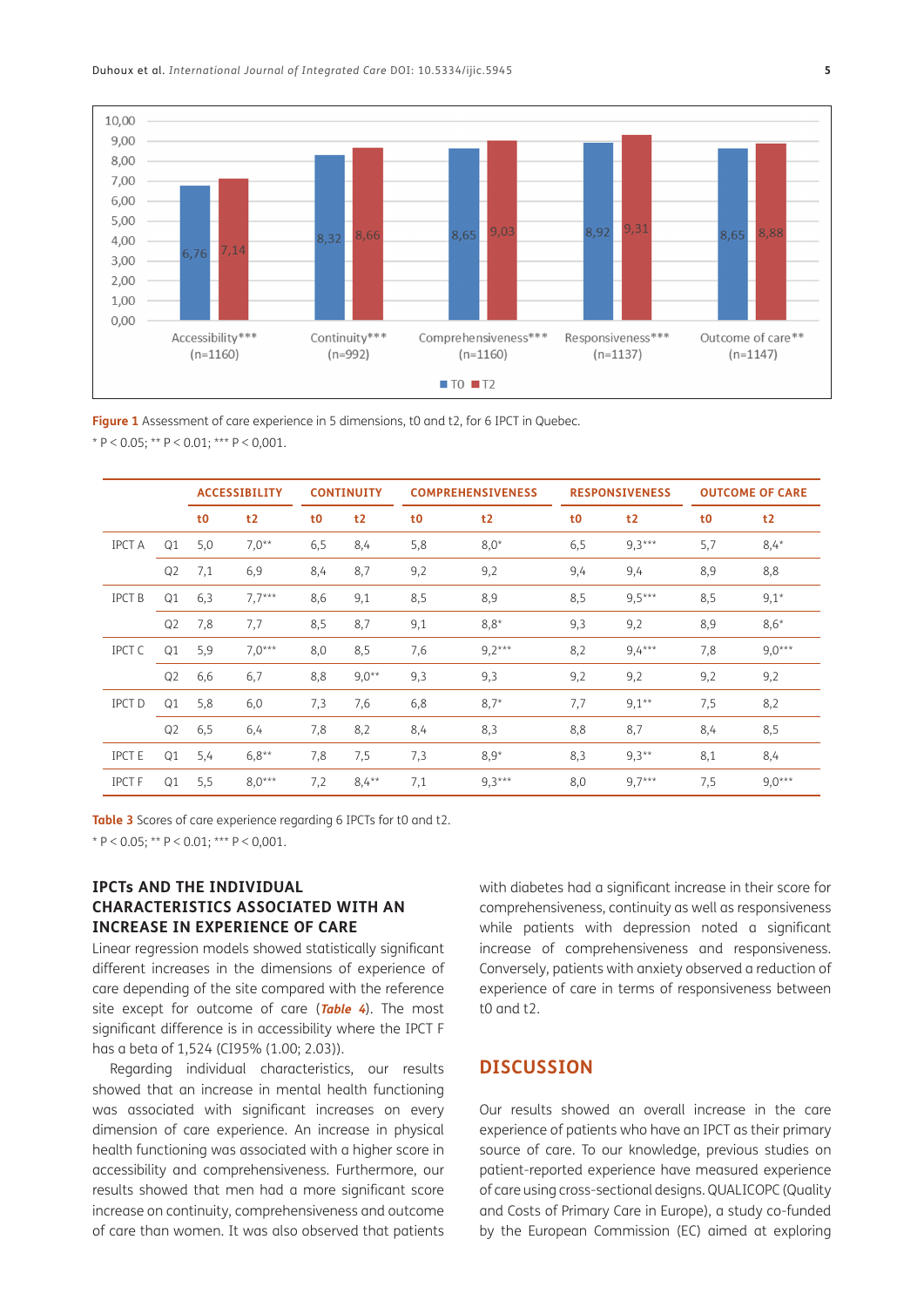Figure 1 Assessment of care experience in 5 dimensions, t0 and t2, for 6 IPCT in Quebec.

* P < 0.05; ** P < 0.01; *** P < 0,001.

| | | ACCESSIBILITY | | CONTINUITY | | COMPREHENSIVENESS | | RESPONSIVENESS | | OUTCOME OF CARE | |
|---|---|---|---|---|---|---|---|---|---|---|---|
| | | t0 | t2 | t0 | t2 | t0 | t2 | t0 | t2 | t0 | t2 |
| IPCT A | Q1 | 5,0 | 7,0** | 6,5 | 8,4 | 5,8 | 8,0* | 6,5 | 9,3*** | 5,7 | 8,4* |
| | Q2 | 7,1 | 6,9 | 8,4 | 8,7 | 9,2 | 9,2 | 9,4 | 9,4 | 8,9 | 8,8 |
| IPCT B | Q1 | 6,3 | 7,7*** | 8,6 | 9,1 | 8,5 | 8,9 | 8,5 | 9,5*** | 8,5 | 9,1* |
| | Q2 | 7,8 | 7,7 | 8,5 | 8,7 | 9,1 | 8,8* | 9,3 | 9,2 | 8,9 | 8,6* |
| IPCT C | Q1 | 5,9 | 7,0*** | 8,0 | 8,5 | 7,6 | 9,2*** | 8,2 | 9,4*** | 7,8 | 9,0*** |
| | Q2 | 6,6 | 6,7 | 8,8 | 9,0** | 9,3 | 9,3 | 9,2 | 9,2 | 9,2 | 9,2 |
| IPCT D | Q1 | 5,8 | 6,0 | 7,3 | 7,6 | 6,8 | 8,7* | 7,7 | 9,1** | 7,5 | 8,2 |
| | Q2 | 6,5 | 6,4 | 7,8 | 8,2 | 8,4 | 8,3 | 8,8 | 8,7 | 8,4 | 8,5 |
| IPCT E | Q1 | 5,4 | 6,8** | 7,8 | 7,5 | 7,3 | 8,9* | 8,3 | 9,3** | 8,1 | 8,4 |
| IPCT F | Q1 | 5,5 | 8,0*** | 7,2 | 8,4** | 7,1 | 9,3*** | 8,0 | 9,7*** | 7,5 | 9,0*** |

Table 3 Scores of care experience regarding 6 IPCTs for t0 and t2.

* P < 0.05; ** P < 0.01; *** P < 0,001.

### IPCTs AND THE INDIVIDUAL CHARACTERISTICS ASSOCIATED WITH AN INCREASE IN EXPERIENCE OF CARE

Linear regression models showed statistically significant different increases in the dimensions of experience of care depending of the site compared with the reference site except for outcome of care (**Table 4**). The most significant difference is in accessibility where the IPCT F has a beta of 1,524 (CI95% (1.00; 2.03)).

Regarding individual characteristics, our results showed that an increase in mental health functioning was associated with significant increases on every dimension of care experience. An increase in physical health functioning was associated with a higher score in accessibility and comprehensiveness. Furthermore, our results showed that men had a more significant score increase on continuity, comprehensiveness and outcome of care than women. It was also observed that patients with diabetes had a significant increase in their score for comprehensiveness, continuity as well as responsiveness while patients with depression noted a significant increase of comprehensiveness and responsiveness. Conversely, patients with anxiety observed a reduction of experience of care in terms of responsiveness between t0 and t2.

## DISCUSSION

Our results showed an overall increase in the care experience of patients who have an IPCT as their primary source of care. To our knowledge, previous studies on patient-reported experience have measured experience of care using cross-sectional designs. QUALICOPC (Quality and Costs of Primary Care in Europe), a study co-funded by the European Commission (EC) aimed at exploring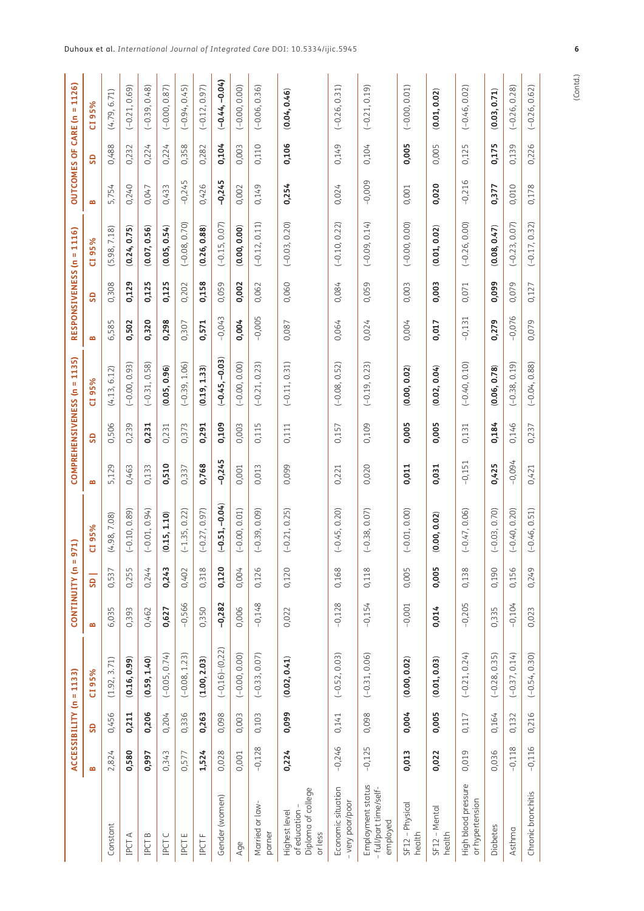| | ACCESSIBILITY (n = 1133) | | | CONTINUITY (n = 971) | | | COMPREHENSIVENESS (n = 1135) | | | RESPONSIVENESS (n = 1116) | | | OUTCOMES OF CARE (n = 1126) | | |
|---|---|---|---|---|---|---|---|---|---|---|---|---|---|---|---|
| | B | SD | CI 95% | B | SD | CI 95% | B | SD | CI 95% | B | SD | CI 95% | B | SD | CI 95% |
| Constant | 2,824 | 0,456 | (1.92, 3.71) | 6,035 | 0,537 | (4.98, 7.08) | 5,129 | 0,506 | (4.13, 6.12) | 6,585 | 0,308 | (5.98, 7.18) | 5,754 | 0,488 | (4.79, 6.71) |
| IPCT A | **0,580** | **0,211** | **(0.16, 0.99)** | 0,393 | 0,255 | (−0.10, 0.89) | 0,463 | 0,239 | (−0.00, 0.93) | **0,502** | **0,129** | **(0.24, 0.75)** | 0,240 | 0,232 | (−0.21, 0.69) |
| IPCT B | **0,997** | **0,206** | **(0.59, 1.40)** | 0,462 | 0,244 | (−0.01, 0.94) | 0,133 | **0,231** | (−0.31, 0.58) | **0,320** | **0,125** | **(0.07, 0.56)** | 0,047 | 0,224 | (−0.39, 0.48) |
| IPCT C | 0,343 | 0,204 | (−0.05, 0.74) | **0,627** | **0,243** | **(0.15, 1.10)** | **0,510** | 0,231 | **(0.05, 0.96)** | **0,298** | **0,125** | **(0.05, 0.54)** | 0,433 | 0,224 | (−0.00, 0.87) |
| IPCT E | 0,577 | 0,336 | (−0.08, 1.23) | −0,566 | 0,402 | (−1.35, 0.22) | 0,337 | 0,373 | (−0.39, 1.06) | 0,307 | 0,202 | (−0.08, 0.70) | −0,245 | 0,358 | (−0.94, 0.45) |
| IPCT F | **1,524** | **0,263** | **(1.00, 2.03)** | 0,350 | 0,318 | (−0.27, 0.97) | **0,768** | **0,291** | **(0.19, 1.33)** | **0,571** | **0,158** | **(0.26, 0.88)** | 0,426 | 0,282 | (−0.12, 0.97) |
| Gender (women) | 0,028 | 0,098 | (−0.16)–(0.22) | **−0,282** | **0,120** | **(−0.51, −0.04)** | **−0,245** | **0,109** | **(−0.45, −0.03)** | −0,043 | 0,059 | (−0.15, 0.07) | **−0,245** | **0,104** | **(−0.44, −0.04)** |
| Age | 0,001 | 0,003 | (−0.00, 0.00) | 0,006 | 0,004 | (−0.00, 0.01) | 0,001 | 0,003 | (−0.00, 0.00) | **0,004** | **0,002** | **(0.00, 0.00)** | 0,002 | 0,003 | (−0.00, 0.00) |
| Married or low-parner | −0,128 | 0,103 | (−0.33, 0.07) | −0,148 | 0,126 | (−0.39, 0.09) | 0,013 | 0,115 | (−0.21, 0.23) | −0,005 | 0,062 | (−0.12, 0.11) | 0,149 | 0,110 | (−0.06, 0.36) |
| Highest level of education – Diploma of college or less | **0,224** | **0,099** | **(0.02, 0.41)** | 0,022 | 0,120 | (−0.21, 0.25) | 0,099 | 0,111 | (−0.11, 0.31) | 0,087 | 0,060 | (−0.03, 0.20) | **0,254** | **0,106** | **(0.04, 0.46)** |
| Economic situation – very poor/poor | −0,246 | 0,141 | (−0.52, 0.03) | −0,128 | 0,168 | (−0.45, 0.20) | 0,221 | 0,157 | (−0.08, 0.52) | 0,064 | 0,084 | (−0.10, 0.22) | 0,024 | 0,149 | (−0.26, 0.31) |
| Employment status – full/part time/self-employed | −0,125 | 0,098 | (−0.31, 0.06) | −0,154 | 0,118 | (−0.38, 0.07) | 0,020 | 0,109 | (−0.19, 0.23) | 0,024 | 0,059 | (−0.09, 0.14) | −0,009 | 0,104 | (−0.21, 0.19) |
| SF12 – Physical health | **0,013** | **0,004** | **(0.00, 0.02)** | −0,001 | 0,005 | (−0.01, 0.00) | **0,011** | **0,005** | **(0.00, 0.02)** | 0,004 | 0,003 | (−0.00, 0.00) | 0,001 | **0,005** | (−0.00, 0.01) |
| SF12 – Mental health | **0,022** | **0,005** | **(0.01, 0.03)** | **0,014** | **0,005** | **(0.00, 0.02)** | **0,031** | **0,005** | **(0.02, 0.04)** | **0,017** | **0,003** | **(0.01, 0.02)** | **0,020** | 0,005 | **(0.01, 0.02)** |
| High blood pressure or hypertension | 0,019 | 0,117 | (−0.21, 0.24) | −0,205 | 0,138 | (−0.47, 0.06) | −0,151 | 0,131 | (−0.40, 0.10) | −0,131 | 0,071 | (−0.26, 0.00) | −0,216 | 0,125 | (−0.46, 0.02) |
| Diabetes | 0,036 | 0,164 | (−0.28, 0.35) | 0,335 | 0,190 | (−0.03, 0.70) | **0,425** | **0,184** | **(0.06, 0.78)** | **0,279** | **0,099** | **(0.08, 0.47)** | **0,377** | **0,175** | **(0.03, 0.71)** |
| Asthma | −0,118 | 0,132 | (−0.37, 0.14) | −0,104 | 0,156 | (−0.40, 0.20) | −0,094 | 0,146 | (−0.38, 0.19) | −0,076 | 0,079 | (−0.23, 0.07) | 0,010 | 0,139 | (−0.26, 0.28) |
| Chronic bronchitis | −0,116 | 0,216 | (−0.54, 0.30) | 0,023 | 0,249 | (−0.46, 0.51) | 0,421 | 0,237 | (−0.04, 0.88) | 0,079 | 0,127 | (−0.17, 0.32) | 0,178 | 0,226 | (−0.26, 0.62) |

(Contd.)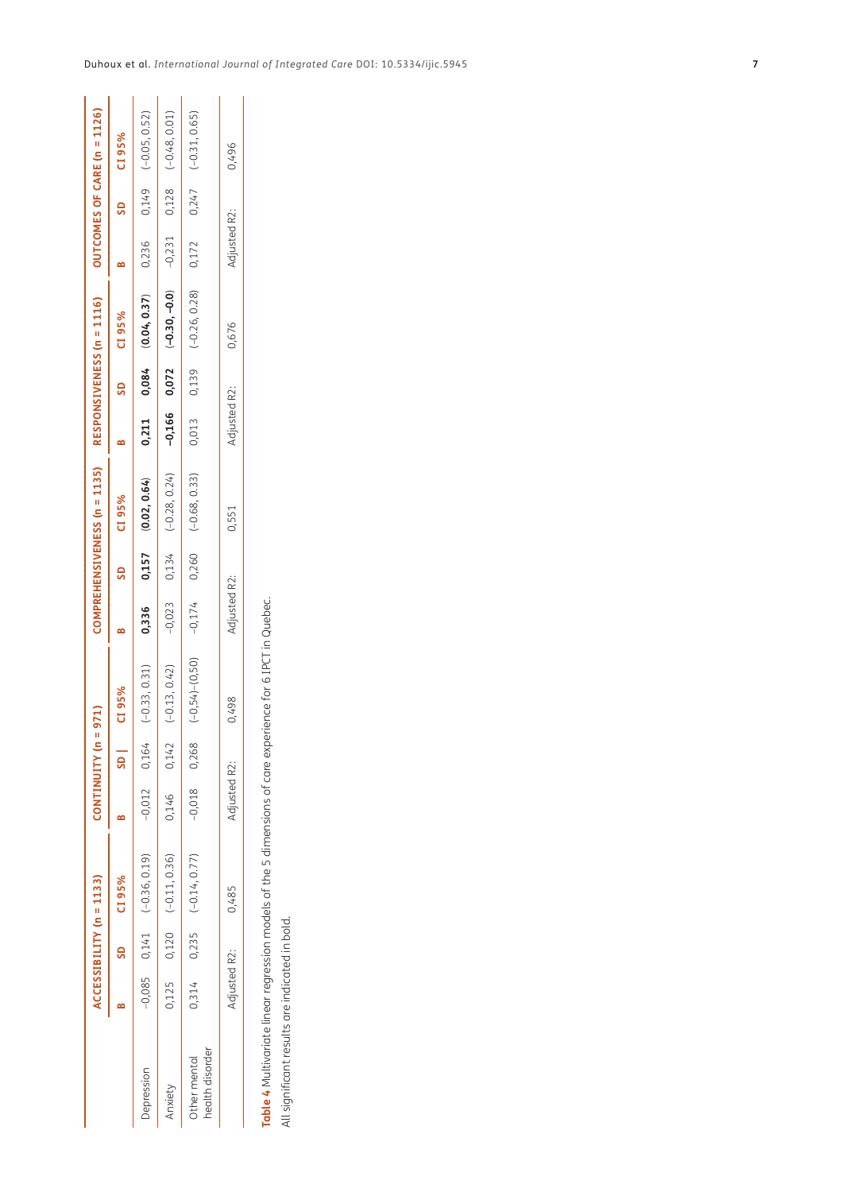| | ACCESSIBILITY (n = 1133) | | | CONTINUITY (n = 971) | | | COMPREHENSIVENESS (n = 1135) | | | RESPONSIVENESS (n = 1116) | | | OUTCOMES OF CARE (n = 1126) | | |
|---|---|---|---|---|---|---|---|---|---|---|---|---|---|---|---|
| | B | SD | CI 95% | B | SD | CI 95% | B | SD | CI 95% | B | SD | CI 95% | B | SD | CI 95% |
| Depression | −0,085 | 0,141 | (−0.36, 0.19) | −0,012 | 0,164 | (−0.33, 0.31) | **0,336** | **0,157** | **(0.02, 0.64)** | **0,211** | **0,084** | **(0.04, 0.37)** | 0,236 | 0,149 | (−0.05, 0.52) |
| Anxiety | 0,125 | 0,120 | (−0.11, 0.36) | 0,146 | 0,142 | (−0.13, 0.42) | −0,023 | 0,134 | (−0.28, 0.24) | **−0,166** | **0,072** | **(−0.30, −0.0)** | −0,231 | 0,128 | (−0.48, 0.01) |
| Other mental health disorder | 0,314 | 0,235 | (−0.14, 0.77) | −0,018 | 0,268 | (−0,54)-(0,50) | −0,174 | 0,260 | (−0.68, 0.33) | 0,013 | 0,139 | (−0.26, 0.28) | 0,172 | 0,247 | (−0.31, 0.65) |
| | Adjusted R2: | | 0,485 | Adjusted R2: | | 0,498 | Adjusted R2: | | 0,551 | Adjusted R2: | | 0,676 | Adjusted R2: | | 0,496 |

**Table 4** Multivariate linear regression models of the 5 dimensions of care experience for 6 IPCT in Quebec.
All significant results are indicated in bold.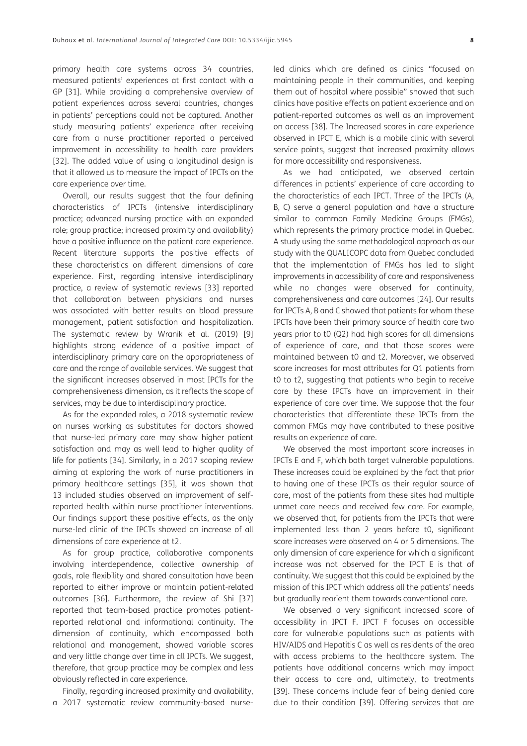primary health care systems across 34 countries, measured patients' experiences at first contact with a GP [31]. While providing a comprehensive overview of patient experiences across several countries, changes in patients' perceptions could not be captured. Another study measuring patients' experience after receiving care from a nurse practitioner reported a perceived improvement in accessibility to health care providers [32]. The added value of using a longitudinal design is that it allowed us to measure the impact of IPCTs on the care experience over time.

Overall, our results suggest that the four defining characteristics of IPCTs (intensive interdisciplinary practice; advanced nursing practice with an expanded role; group practice; increased proximity and availability) have a positive influence on the patient care experience. Recent literature supports the positive effects of these characteristics on different dimensions of care experience. First, regarding intensive interdisciplinary practice, a review of systematic reviews [33] reported that collaboration between physicians and nurses was associated with better results on blood pressure management, patient satisfaction and hospitalization. The systematic review by Wranik et al. (2019) [9] highlights strong evidence of a positive impact of interdisciplinary primary care on the appropriateness of care and the range of available services. We suggest that the significant increases observed in most IPCTs for the comprehensiveness dimension, as it reflects the scope of services, may be due to interdisciplinary practice.

As for the expanded roles, a 2018 systematic review on nurses working as substitutes for doctors showed that nurse-led primary care may show higher patient satisfaction and may as well lead to higher quality of life for patients [34]. Similarly, in a 2017 scoping review aiming at exploring the work of nurse practitioners in primary healthcare settings [35], it was shown that 13 included studies observed an improvement of self-reported health within nurse practitioner interventions. Our findings support these positive effects, as the only nurse-led clinic of the IPCTs showed an increase of all dimensions of care experience at t2.

As for group practice, collaborative components involving interdependence, collective ownership of goals, role flexibility and shared consultation have been reported to either improve or maintain patient-related outcomes [36]. Furthermore, the review of Shi [37] reported that team-based practice promotes patient-reported relational and informational continuity. The dimension of continuity, which encompassed both relational and management, showed variable scores and very little change over time in all IPCTs. We suggest, therefore, that group practice may be complex and less obviously reflected in care experience.

Finally, regarding increased proximity and availability, a 2017 systematic review community-based nurse-led clinics which are defined as clinics "focused on maintaining people in their communities, and keeping them out of hospital where possible" showed that such clinics have positive effects on patient experience and on patient-reported outcomes as well as an improvement on access [38]. The Increased scores in care experience observed in IPCT E, which is a mobile clinic with several service points, suggest that increased proximity allows for more accessibility and responsiveness.

As we had anticipated, we observed certain differences in patients' experience of care according to the characteristics of each IPCT. Three of the IPCTs (A, B, C) serve a general population and have a structure similar to common Family Medicine Groups (FMGs), which represents the primary practice model in Quebec. A study using the same methodological approach as our study with the QUALICOPC data from Quebec concluded that the implementation of FMGs has led to slight improvements in accessibility of care and responsiveness while no changes were observed for continuity, comprehensiveness and care outcomes [24]. Our results for IPCTs A, B and C showed that patients for whom these IPCTs have been their primary source of health care two years prior to t0 (Q2) had high scores for all dimensions of experience of care, and that those scores were maintained between t0 and t2. Moreover, we observed score increases for most attributes for Q1 patients from t0 to t2, suggesting that patients who begin to receive care by these IPCTs have an improvement in their experience of care over time. We suppose that the four characteristics that differentiate these IPCTs from the common FMGs may have contributed to these positive results on experience of care.

We observed the most important score increases in IPCTs E and F, which both target vulnerable populations. These increases could be explained by the fact that prior to having one of these IPCTs as their regular source of care, most of the patients from these sites had multiple unmet care needs and received few care. For example, we observed that, for patients from the IPCTs that were implemented less than 2 years before t0, significant score increases were observed on 4 or 5 dimensions. The only dimension of care experience for which a significant increase was not observed for the IPCT E is that of continuity. We suggest that this could be explained by the mission of this IPCT which address all the patients' needs but gradually reorient them towards conventional care.

We observed a very significant increased score of accessibility in IPCT F. IPCT F focuses on accessible care for vulnerable populations such as patients with HIV/AIDS and Hepatitis C as well as residents of the area with access problems to the healthcare system. The patients have additional concerns which may impact their access to care and, ultimately, to treatments [39]. These concerns include fear of being denied care due to their condition [39]. Offering services that are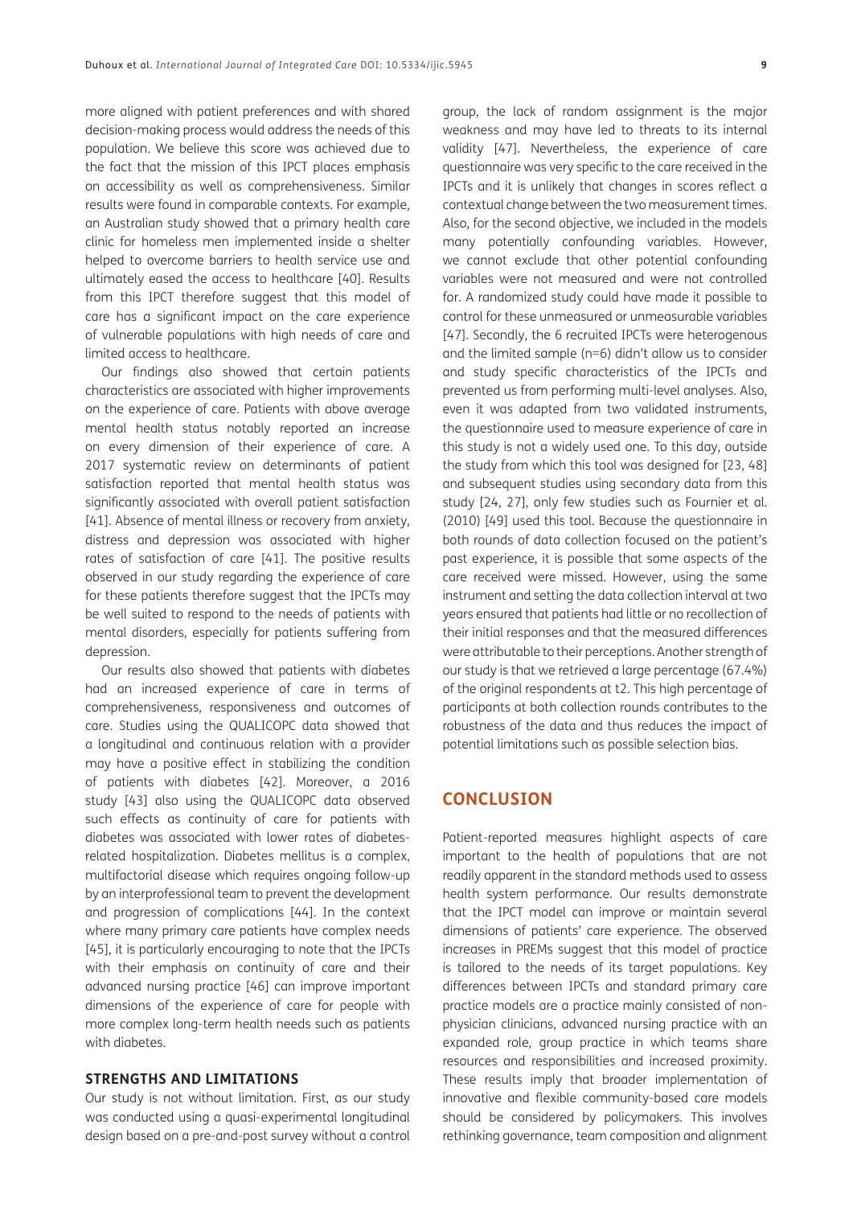more aligned with patient preferences and with shared decision-making process would address the needs of this population. We believe this score was achieved due to the fact that the mission of this IPCT places emphasis on accessibility as well as comprehensiveness. Similar results were found in comparable contexts. For example, an Australian study showed that a primary health care clinic for homeless men implemented inside a shelter helped to overcome barriers to health service use and ultimately eased the access to healthcare [40]. Results from this IPCT therefore suggest that this model of care has a significant impact on the care experience of vulnerable populations with high needs of care and limited access to healthcare.

Our findings also showed that certain patients characteristics are associated with higher improvements on the experience of care. Patients with above average mental health status notably reported an increase on every dimension of their experience of care. A 2017 systematic review on determinants of patient satisfaction reported that mental health status was significantly associated with overall patient satisfaction [41]. Absence of mental illness or recovery from anxiety, distress and depression was associated with higher rates of satisfaction of care [41]. The positive results observed in our study regarding the experience of care for these patients therefore suggest that the IPCTs may be well suited to respond to the needs of patients with mental disorders, especially for patients suffering from depression.

Our results also showed that patients with diabetes had an increased experience of care in terms of comprehensiveness, responsiveness and outcomes of care. Studies using the QUALICOPC data showed that a longitudinal and continuous relation with a provider may have a positive effect in stabilizing the condition of patients with diabetes [42]. Moreover, a 2016 study [43] also using the QUALICOPC data observed such effects as continuity of care for patients with diabetes was associated with lower rates of diabetes-related hospitalization. Diabetes mellitus is a complex, multifactorial disease which requires ongoing follow-up by an interprofessional team to prevent the development and progression of complications [44]. In the context where many primary care patients have complex needs [45], it is particularly encouraging to note that the IPCTs with their emphasis on continuity of care and their advanced nursing practice [46] can improve important dimensions of the experience of care for people with more complex long-term health needs such as patients with diabetes.

### STRENGTHS AND LIMITATIONS

Our study is not without limitation. First, as our study was conducted using a quasi-experimental longitudinal design based on a pre-and-post survey without a control group, the lack of random assignment is the major weakness and may have led to threats to its internal validity [47]. Nevertheless, the experience of care questionnaire was very specific to the care received in the IPCTs and it is unlikely that changes in scores reflect a contextual change between the two measurement times. Also, for the second objective, we included in the models many potentially confounding variables. However, we cannot exclude that other potential confounding variables were not measured and were not controlled for. A randomized study could have made it possible to control for these unmeasured or unmeasurable variables [47]. Secondly, the 6 recruited IPCTs were heterogenous and the limited sample (n=6) didn't allow us to consider and study specific characteristics of the IPCTs and prevented us from performing multi-level analyses. Also, even it was adapted from two validated instruments, the questionnaire used to measure experience of care in this study is not a widely used one. To this day, outside the study from which this tool was designed for [23, 48] and subsequent studies using secondary data from this study [24, 27], only few studies such as Fournier et al. (2010) [49] used this tool. Because the questionnaire in both rounds of data collection focused on the patient's past experience, it is possible that some aspects of the care received were missed. However, using the same instrument and setting the data collection interval at two years ensured that patients had little or no recollection of their initial responses and that the measured differences were attributable to their perceptions. Another strength of our study is that we retrieved a large percentage (67.4%) of the original respondents at t2. This high percentage of participants at both collection rounds contributes to the robustness of the data and thus reduces the impact of potential limitations such as possible selection bias.

## CONCLUSION

Patient-reported measures highlight aspects of care important to the health of populations that are not readily apparent in the standard methods used to assess health system performance. Our results demonstrate that the IPCT model can improve or maintain several dimensions of patients' care experience. The observed increases in PREMs suggest that this model of practice is tailored to the needs of its target populations. Key differences between IPCTs and standard primary care practice models are a practice mainly consisted of non-physician clinicians, advanced nursing practice with an expanded role, group practice in which teams share resources and responsibilities and increased proximity. These results imply that broader implementation of innovative and flexible community-based care models should be considered by policymakers. This involves rethinking governance, team composition and alignment